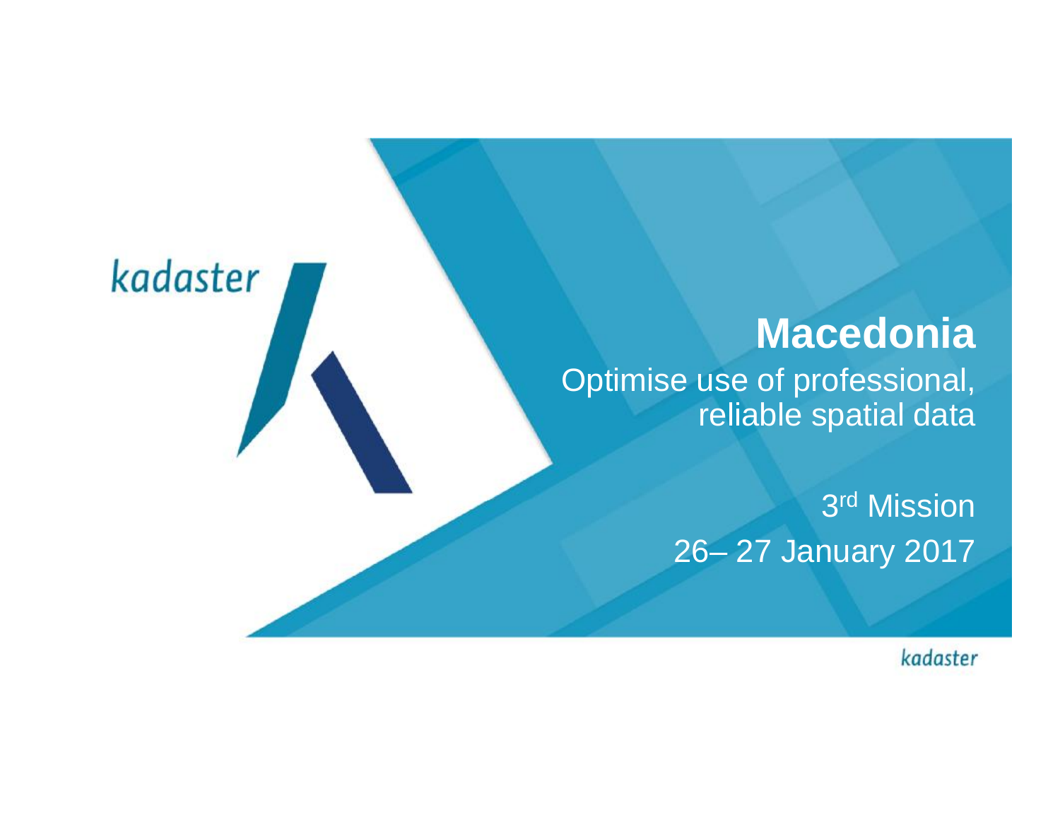kadaster

# Macedonia

Optimise use of professional, reliable spatial data

3rd Mission

26– 27 January 2017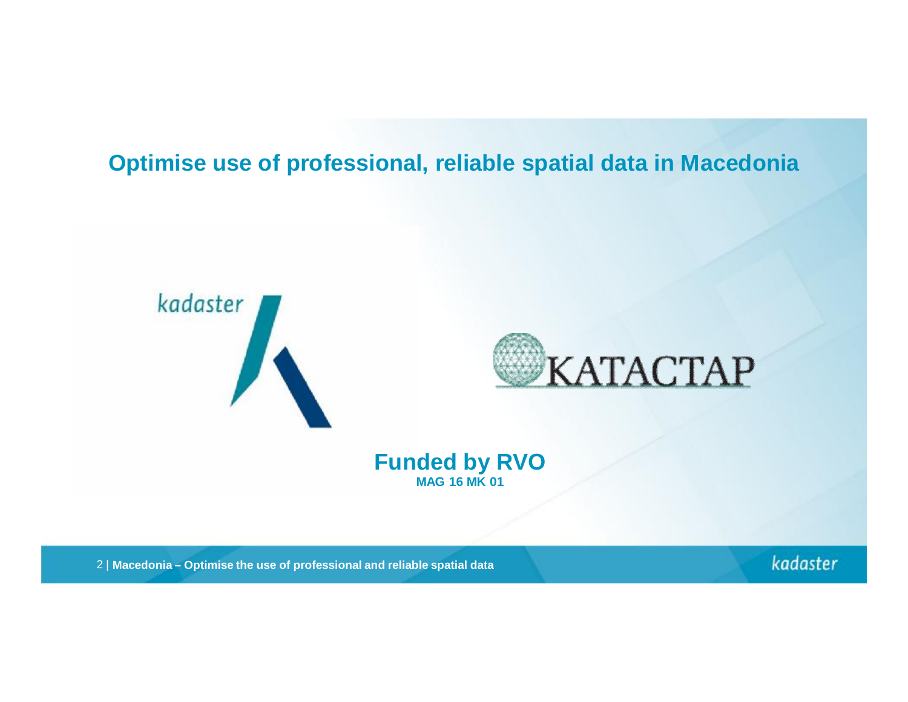# Optimise use of professional, reliable spatial data in Macedonia

kadaster

KATACTAP

**Funded by RVO**

**MAG 16 MK 01**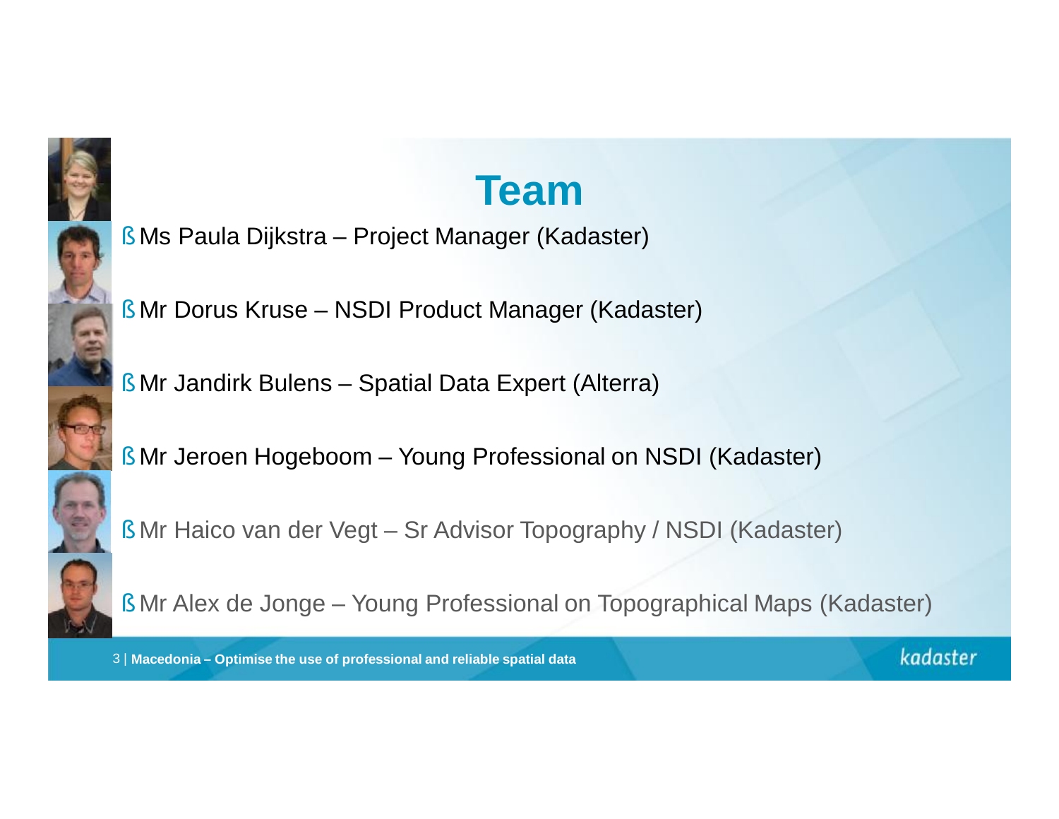# Team

- Ms Paula Dijkstra – Project Manager (Kadaster)
- Mr Dorus Kruse – NSDI Product Manager (Kadaster)
- Mr Jandirk Bulens – Spatial Data Expert (Alterra)
- Mr Jeroen Hogeboom – Young Professional on NSDI (Kadaster)
- Mr Haico van der Vegt – Sr Advisor Topography / NSDI (Kadaster)
- Mr Alex de Jonge – Young Professional on Topographical Maps (Kadaster)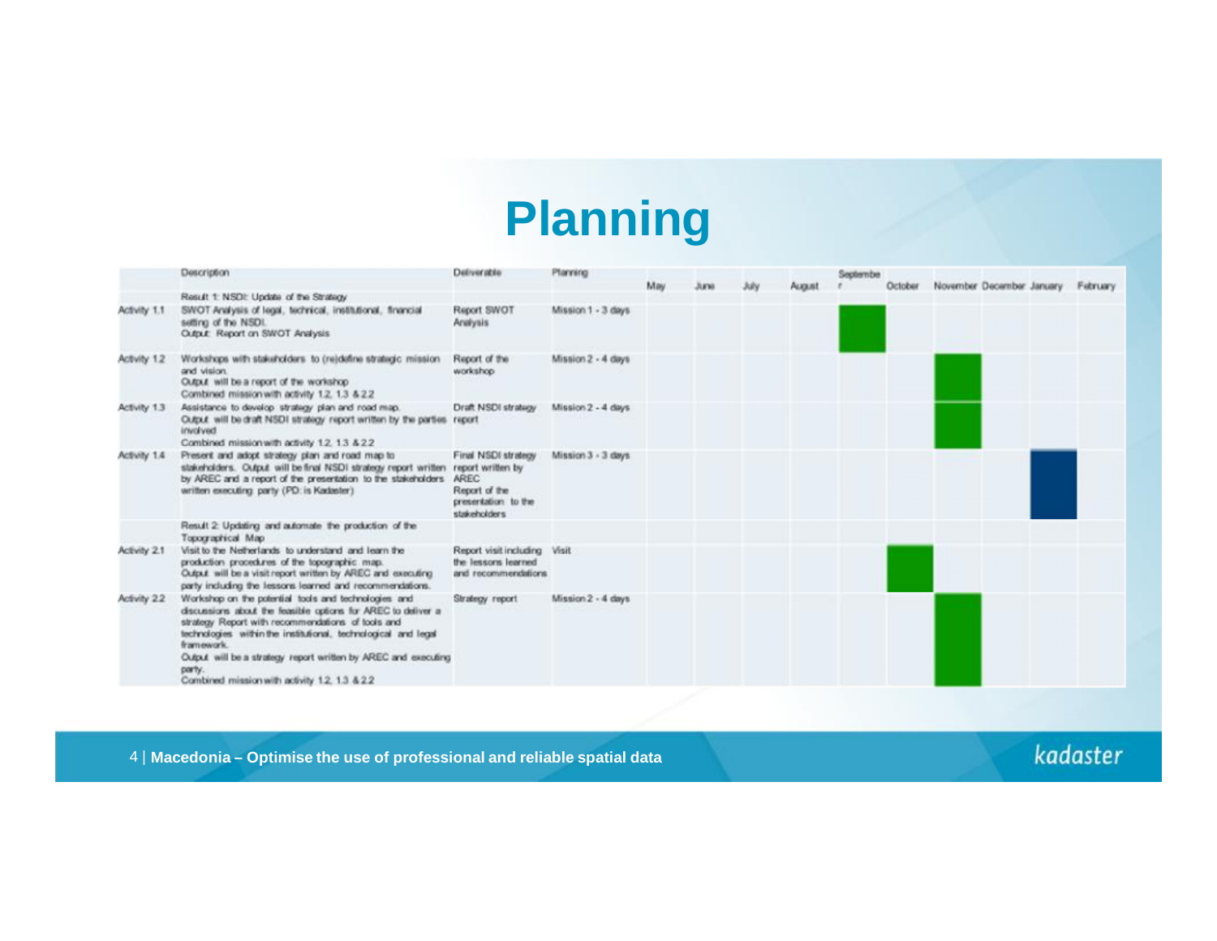# Planning

| | Description | Deliverable | Planning | May | June | July | August | September | October | November | December | January | February |
|---|---|---|---|---|---|---|---|---|---|---|---|---|---|
| | Result 1: NSDI: Update of the Strategy | | | | | | | | | | | | |
| Activity 1.1 | SWOT Analysis of legal, technical, institutional, financial setting of the NSDI.<br>Output: Report on SWOT Analysis | Report SWOT Analysis | Mission 1 - 3 days | | | | | ■ | | | | | |
| Activity 1.2 | Workshops with stakeholders to (re)define strategic mission and vision.<br>Output will be a report of the workshop<br>Combined mission with activity 1.2, 1.3 & 2.2 | Report of the workshop | Mission 2 - 4 days | | | | | | | ■ | | | |
| Activity 1.3 | Assistance to develop strategy plan and road map.<br>Output will be draft NSDI strategy report written by the parties involved<br>Combined mission with activity 1.2, 1.3 & 2.2 | Draft NSDI strategy report | Mission 2 - 4 days | | | | | | | ■ | | | |
| Activity 1.4 | Present and adopt strategy plan and road map to stakeholders. Output will be final NSDI strategy report written by AREC and a report of the presentation to the stakeholders written executing party (PD: is Kadaster) | Final NSDI strategy report written by AREC<br>Report of the presentation to the stakeholders | Mission 3 - 3 days | | | | | | | | | ■ | |
| | Result 2: Updating and automate the production of the Topographical Map | | | | | | | | | | | | |
| Activity 2.1 | Visit to the Netherlands to understand and learn the production procedures of the topographic map.<br>Output will be a visit report written by AREC and executing party including the lessons learned and recommendations. | Report visit including the lessons learned and recommendations | Visit | | | | | | ■ | | | | |
| Activity 2.2 | Workshop on the potential tools and technologies and discussions about the feasible options for AREC to deliver a strategy Report with recommendations of tools and technologies within the institutional, technological and legal framework.<br>Output will be a strategy report written by AREC and executing party.<br>Combined mission with activity 1.2, 1.3 & 2.2 | Strategy report | Mission 2 - 4 days | | | | | | | ■ | | | |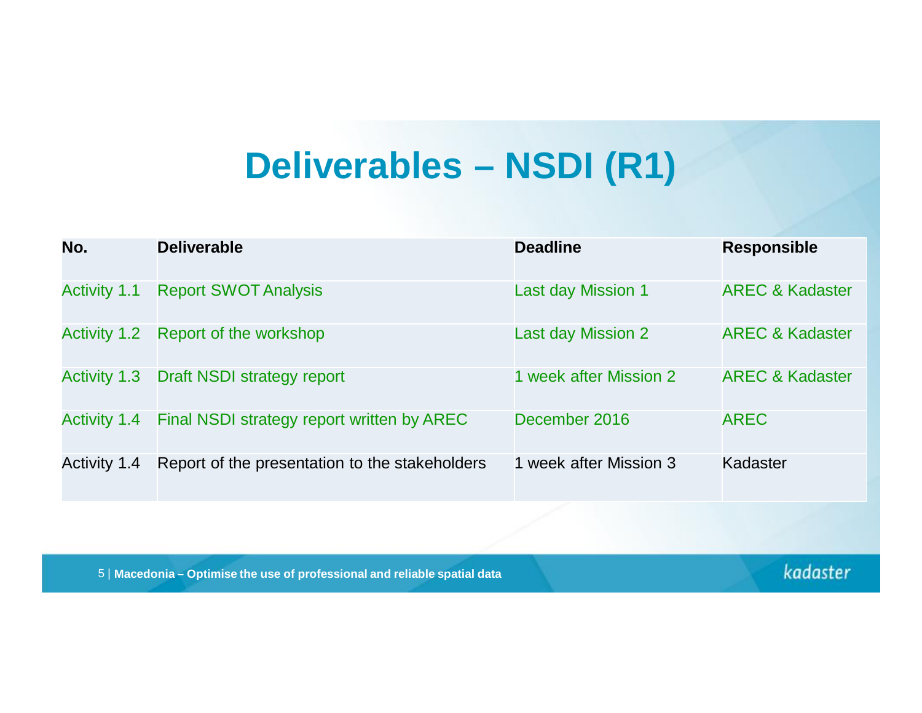# Deliverables – NSDI (R1)

| No. | Deliverable | Deadline | Responsible |
|---|---|---|---|
| Activity 1.1 | Report SWOT Analysis | Last day Mission 1 | AREC & Kadaster |
| Activity 1.2 | Report of the workshop | Last day Mission 2 | AREC & Kadaster |
| Activity 1.3 | Draft NSDI strategy report | 1 week after Mission 2 | AREC & Kadaster |
| Activity 1.4 | Final NSDI strategy report written by AREC | December 2016 | AREC |
| Activity 1.4 | Report of the presentation to the stakeholders | 1 week after Mission 3 | Kadaster |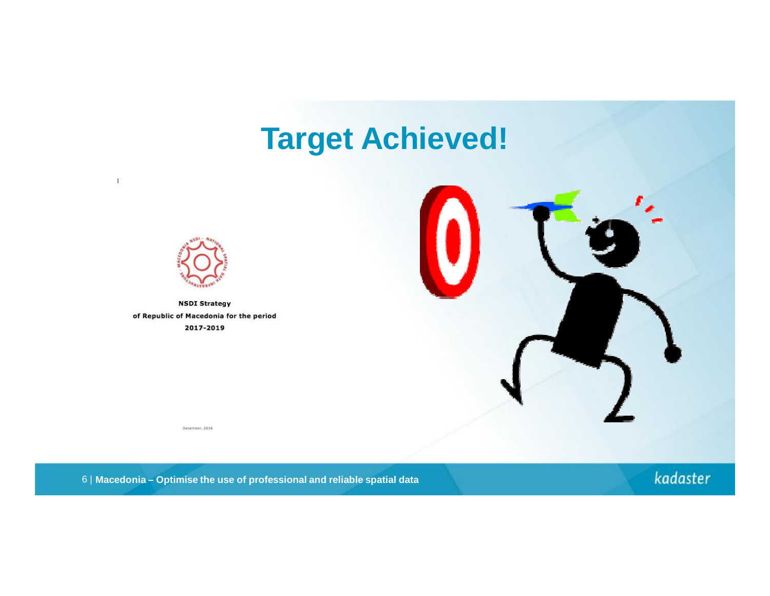# Target Achieved!

**NSDI Strategy**
**of Republic of Macedonia for the period**
**2017-2019**

December, 2016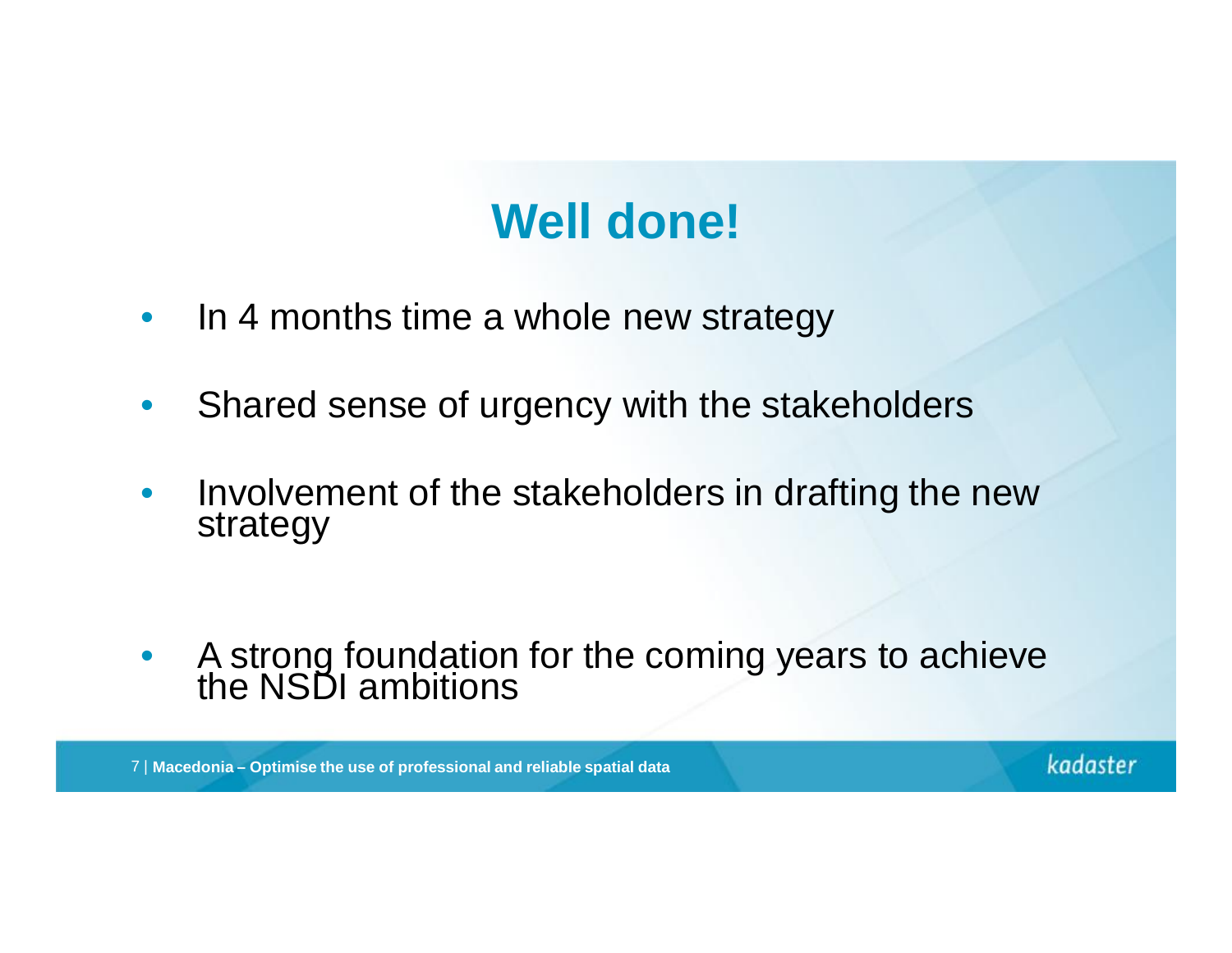# Well done!

- In 4 months time a whole new strategy
- Shared sense of urgency with the stakeholders
- Involvement of the stakeholders in drafting the new strategy
- A strong foundation for the coming years to achieve the NSDI ambitions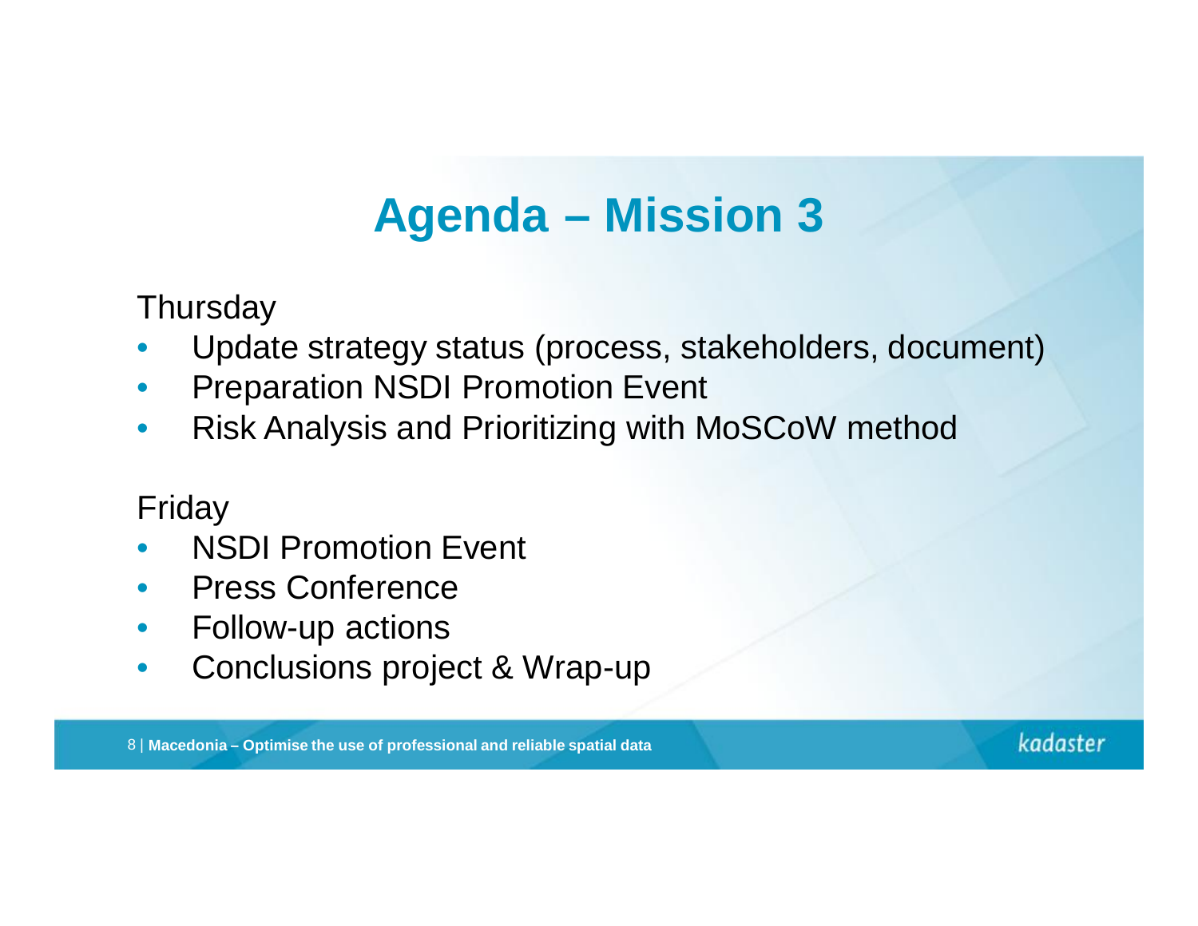# Agenda – Mission 3

Thursday

- Update strategy status (process, stakeholders, document)
- Preparation NSDI Promotion Event
- Risk Analysis and Prioritizing with MoSCoW method

Friday

- NSDI Promotion Event
- Press Conference
- Follow-up actions
- Conclusions project & Wrap-up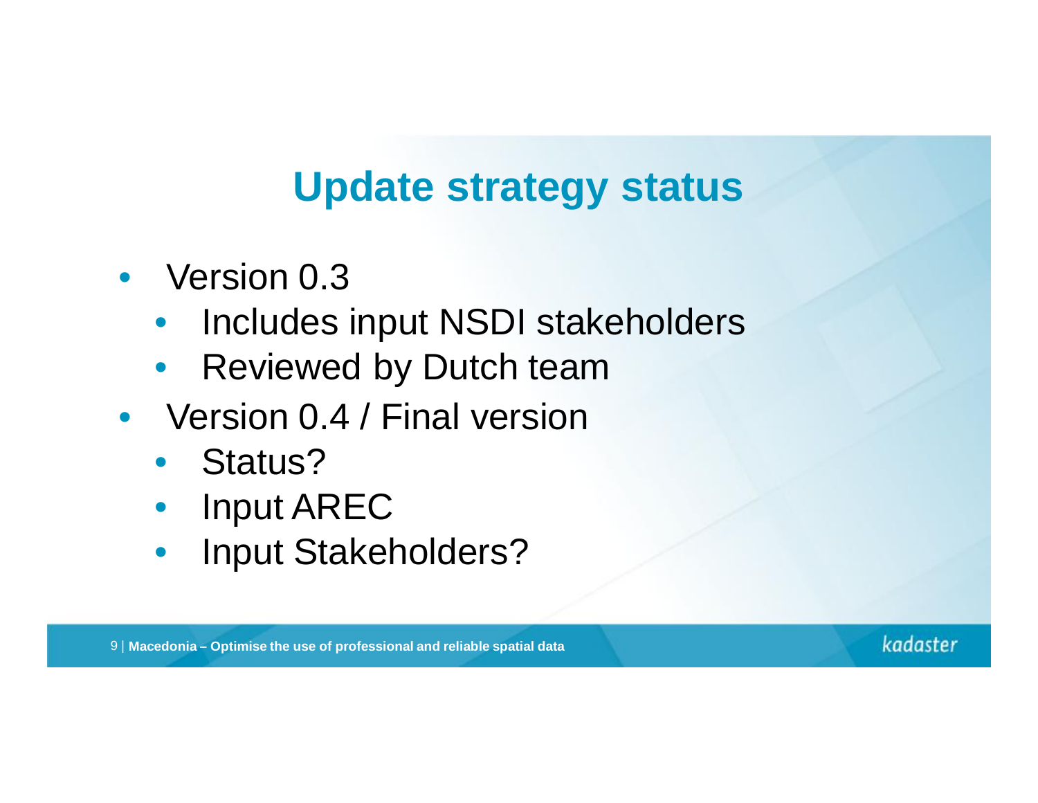## Update strategy status

- Version 0.3
  - Includes input NSDI stakeholders
  - Reviewed by Dutch team
- Version 0.4 / Final version
  - Status?
  - Input AREC
  - Input Stakeholders?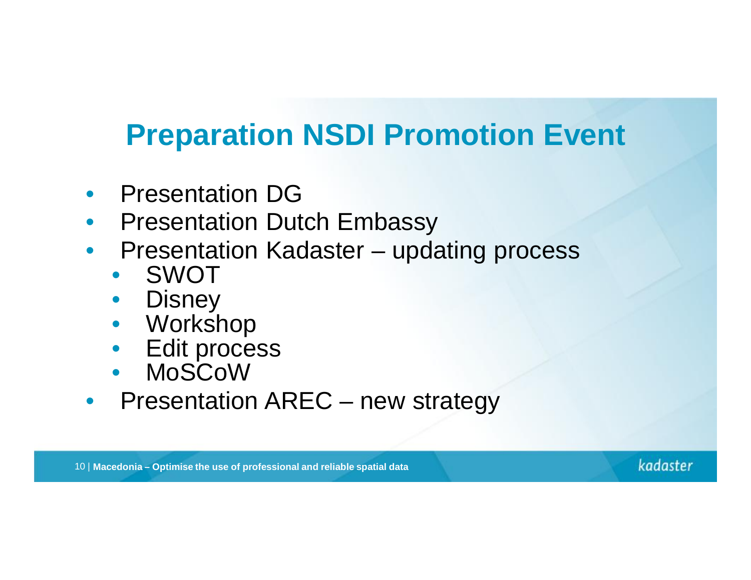# Preparation NSDI Promotion Event

- Presentation DG
- Presentation Dutch Embassy
- Presentation Kadaster – updating process
  - SWOT
  - Disney
  - Workshop
  - Edit process
  - MoSCoW
- Presentation AREC – new strategy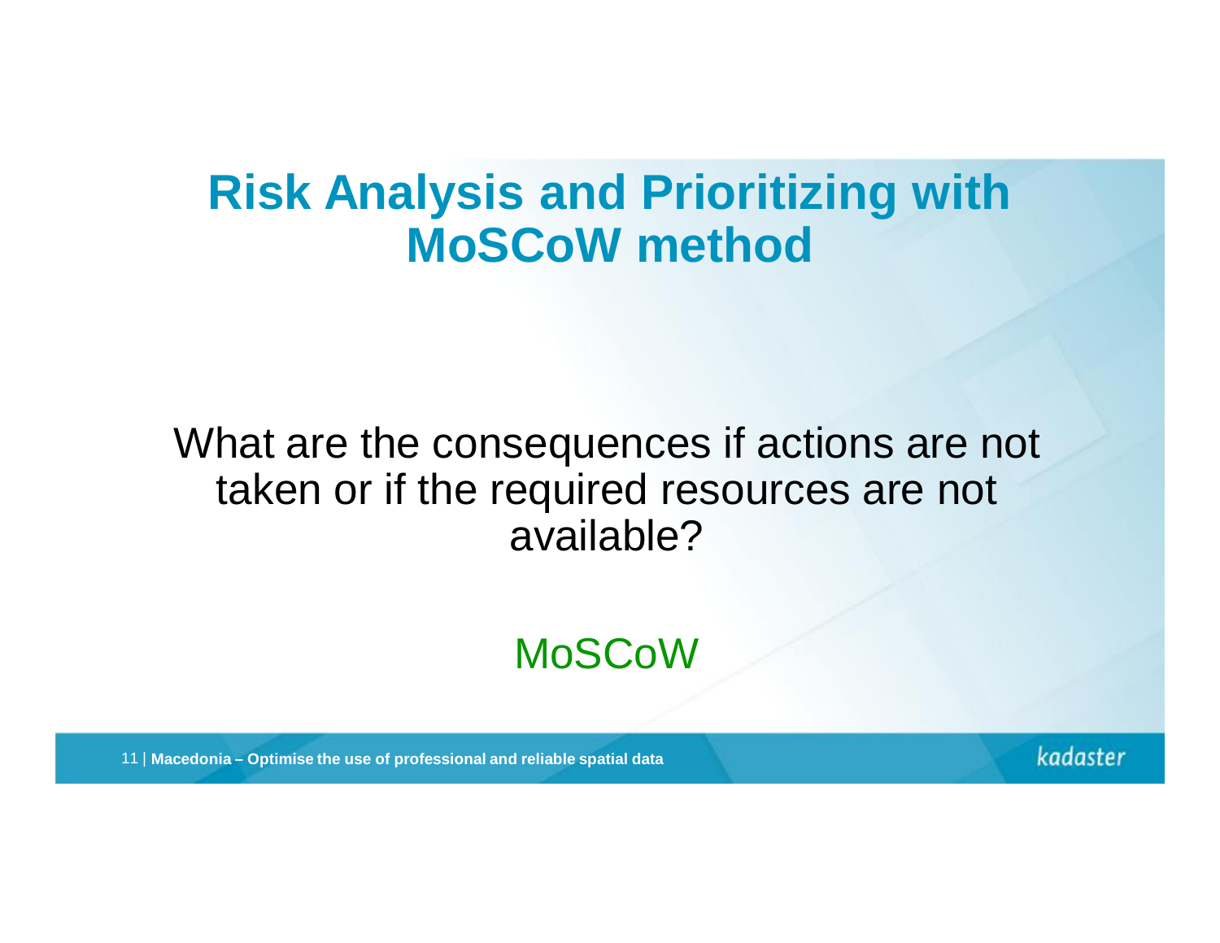# Risk Analysis and Prioritizing with MoSCoW method

What are the consequences if actions are not taken or if the required resources are not available?

MoSCoW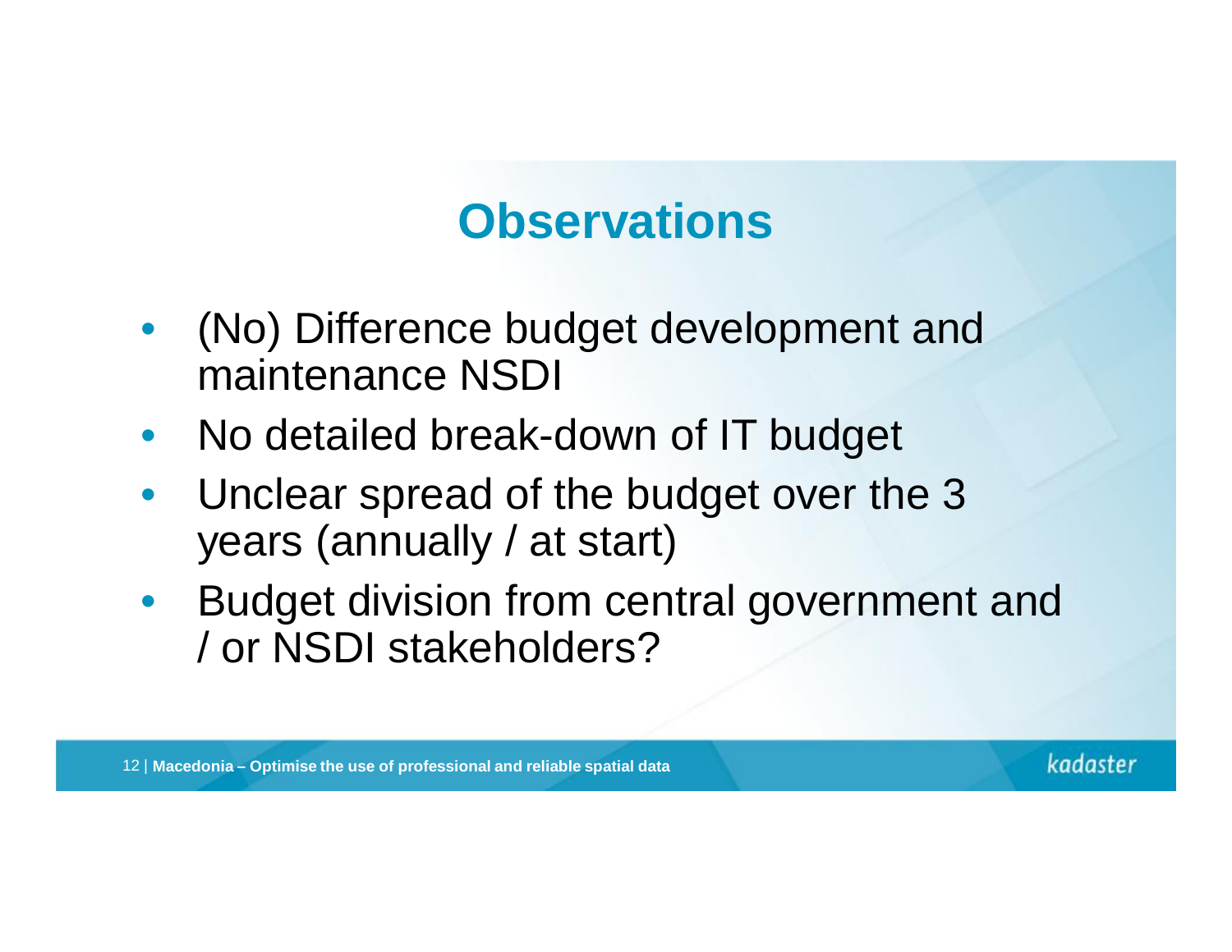# Observations

- (No) Difference budget development and maintenance NSDI
- No detailed break-down of IT budget
- Unclear spread of the budget over the 3 years (annually / at start)
- Budget division from central government and / or NSDI stakeholders?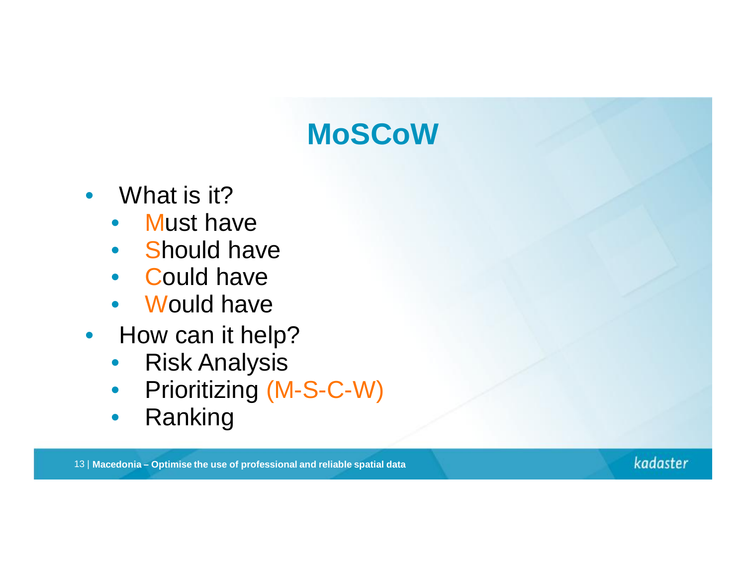# MoSCoW

- What is it?
  - Must have
  - Should have
  - Could have
  - Would have
- How can it help?
  - Risk Analysis
  - Prioritizing (M-S-C-W)
  - Ranking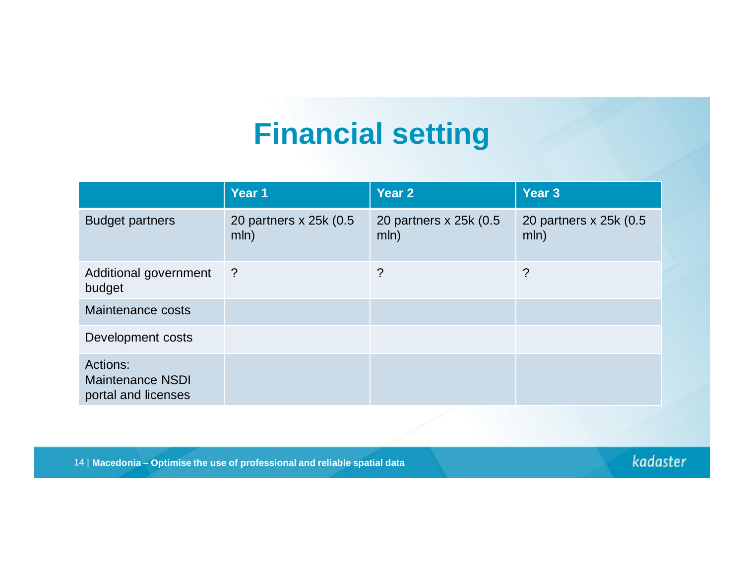# Financial setting

| | Year 1 | Year 2 | Year 3 |
|---|---|---|---|
| Budget partners | 20 partners x 25k (0.5 mln) | 20 partners x 25k (0.5 mln) | 20 partners x 25k (0.5 mln) |
| Additional government budget | ? | ? | ? |
| Maintenance costs | | | |
| Development costs | | | |
| Actions: Maintenance NSDI portal and licenses | | | |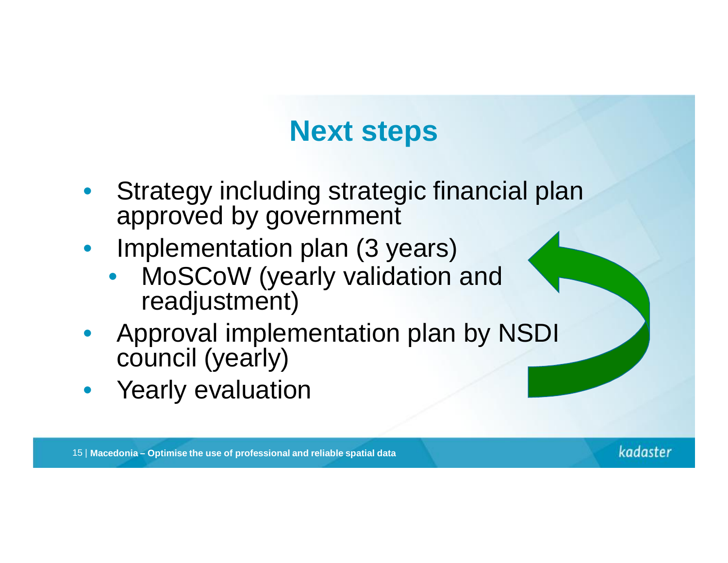# Next steps

- Strategy including strategic financial plan approved by government
- Implementation plan (3 years)
  - MoSCoW (yearly validation and readjustment)
- Approval implementation plan by NSDI council (yearly)
- Yearly evaluation